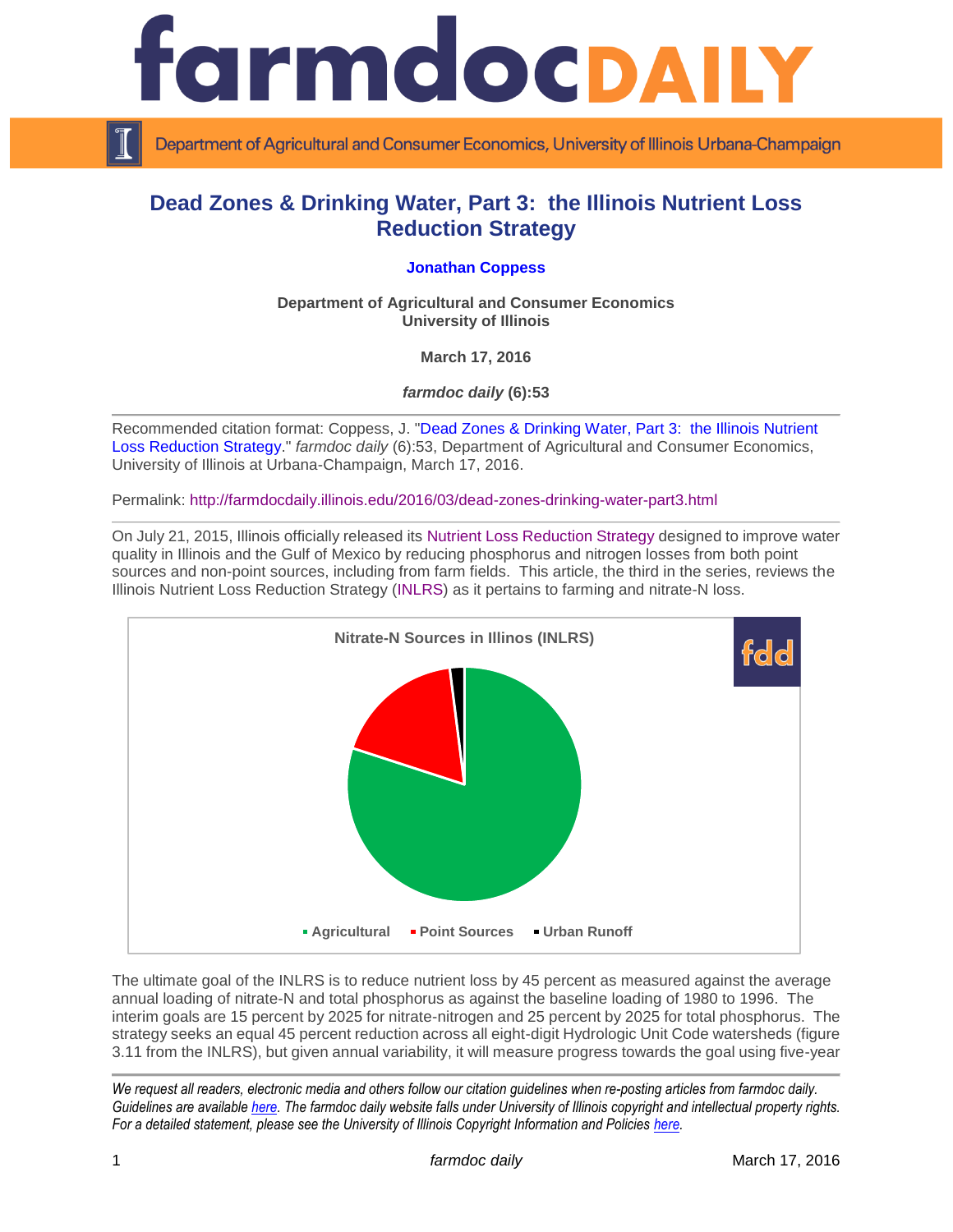# Dead Zones & Drinking Water, Part 3: the Illinois Nutrient Loss Reduction Strategy

**Jonathan Coppess**

**Department of Agricultural and Consumer Economics**
**University of Illinois**

**March 17, 2016**

***farmdoc daily* (6):53**

Recommended citation format: Coppess, J. "Dead Zones & Drinking Water, Part 3: the Illinois Nutrient Loss Reduction Strategy." *farmdoc daily* (6):53, Department of Agricultural and Consumer Economics, University of Illinois at Urbana-Champaign, March 17, 2016.

Permalink: http://farmdocdaily.illinois.edu/2016/03/dead-zones-drinking-water-part3.html

On July 21, 2015, Illinois officially released its Nutrient Loss Reduction Strategy designed to improve water quality in Illinois and the Gulf of Mexico by reducing phosphorus and nitrogen losses from both point sources and non-point sources, including from farm fields. This article, the third in the series, reviews the Illinois Nutrient Loss Reduction Strategy (INLRS) as it pertains to farming and nitrate-N loss.

**Nitrate-N Sources in Illinos (INLRS)**

- Agricultural
- Point Sources
- Urban Runoff

The ultimate goal of the INLRS is to reduce nutrient loss by 45 percent as measured against the average annual loading of nitrate-N and total phosphorus as against the baseline loading of 1980 to 1996. The interim goals are 15 percent by 2025 for nitrate-nitrogen and 25 percent by 2025 for total phosphorus. The strategy seeks an equal 45 percent reduction across all eight-digit Hydrologic Unit Code watersheds (figure 3.11 from the INLRS), but given annual variability, it will measure progress towards the goal using five-year

*We request all readers, electronic media and others follow our citation guidelines when re-posting articles from farmdoc daily. Guidelines are available here. The farmdoc daily website falls under University of Illinois copyright and intellectual property rights. For a detailed statement, please see the University of Illinois Copyright Information and Policies here.*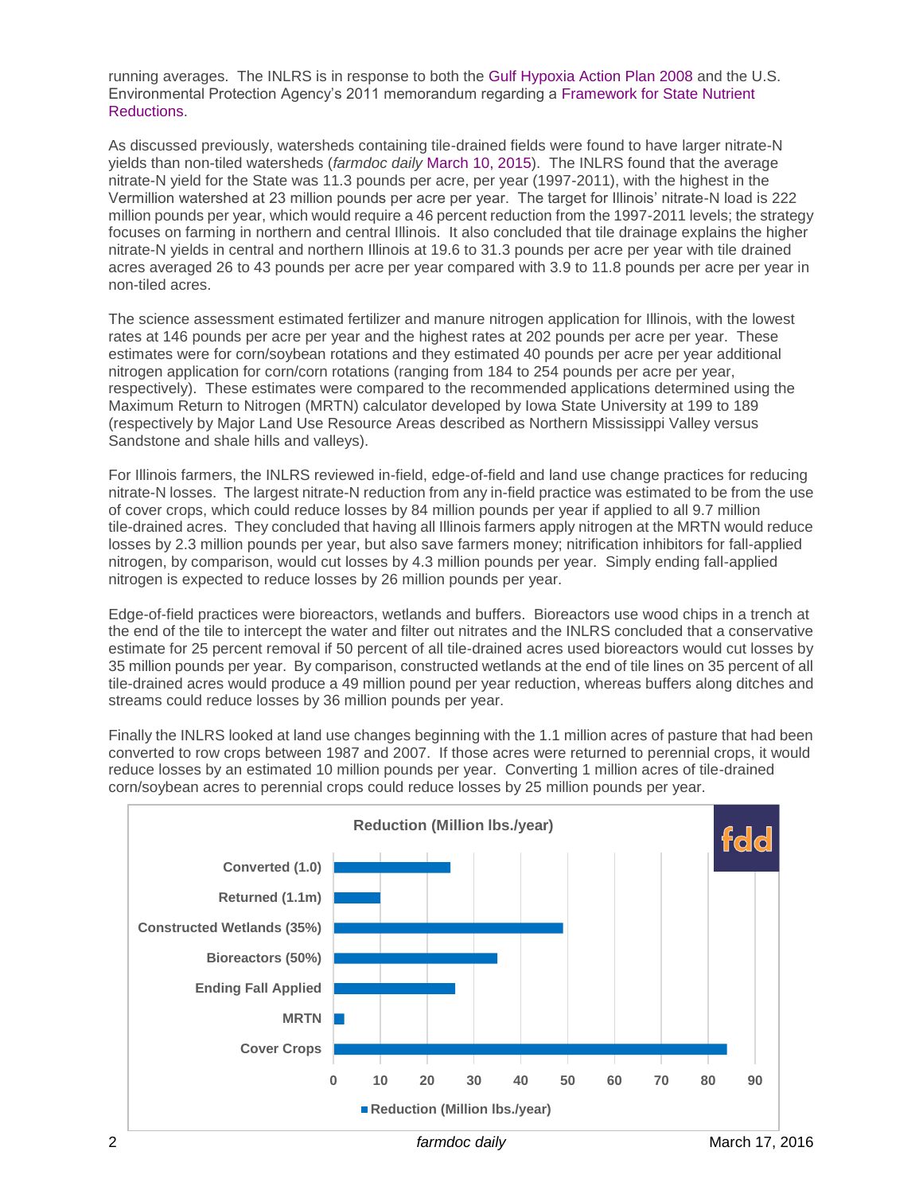running averages. The INLRS is in response to both the Gulf Hypoxia Action Plan 2008 and the U.S. Environmental Protection Agency's 2011 memorandum regarding a Framework for State Nutrient Reductions.

As discussed previously, watersheds containing tile-drained fields were found to have larger nitrate-N yields than non-tiled watersheds (*farmdoc daily* March 10, 2015). The INLRS found that the average nitrate-N yield for the State was 11.3 pounds per acre, per year (1997-2011), with the highest in the Vermillion watershed at 23 million pounds per acre per year. The target for Illinois' nitrate-N load is 222 million pounds per year, which would require a 46 percent reduction from the 1997-2011 levels; the strategy focuses on farming in northern and central Illinois. It also concluded that tile drainage explains the higher nitrate-N yields in central and northern Illinois at 19.6 to 31.3 pounds per acre per year with tile drained acres averaged 26 to 43 pounds per acre per year compared with 3.9 to 11.8 pounds per acre per year in non-tiled acres.

The science assessment estimated fertilizer and manure nitrogen application for Illinois, with the lowest rates at 146 pounds per acre per year and the highest rates at 202 pounds per acre per year. These estimates were for corn/soybean rotations and they estimated 40 pounds per acre per year additional nitrogen application for corn/corn rotations (ranging from 184 to 254 pounds per acre per year, respectively). These estimates were compared to the recommended applications determined using the Maximum Return to Nitrogen (MRTN) calculator developed by Iowa State University at 199 to 189 (respectively by Major Land Use Resource Areas described as Northern Mississippi Valley versus Sandstone and shale hills and valleys).

For Illinois farmers, the INLRS reviewed in-field, edge-of-field and land use change practices for reducing nitrate-N losses. The largest nitrate-N reduction from any in-field practice was estimated to be from the use of cover crops, which could reduce losses by 84 million pounds per year if applied to all 9.7 million tile-drained acres. They concluded that having all Illinois farmers apply nitrogen at the MRTN would reduce losses by 2.3 million pounds per year, but also save farmers money; nitrification inhibitors for fall-applied nitrogen, by comparison, would cut losses by 4.3 million pounds per year. Simply ending fall-applied nitrogen is expected to reduce losses by 26 million pounds per year.

Edge-of-field practices were bioreactors, wetlands and buffers. Bioreactors use wood chips in a trench at the end of the tile to intercept the water and filter out nitrates and the INLRS concluded that a conservative estimate for 25 percent removal if 50 percent of all tile-drained acres used bioreactors would cut losses by 35 million pounds per year. By comparison, constructed wetlands at the end of tile lines on 35 percent of all tile-drained acres would produce a 49 million pound per year reduction, whereas buffers along ditches and streams could reduce losses by 36 million pounds per year.

Finally the INLRS looked at land use changes beginning with the 1.1 million acres of pasture that had been converted to row crops between 1987 and 2007. If those acres were returned to perennial crops, it would reduce losses by an estimated 10 million pounds per year. Converting 1 million acres of tile-drained corn/soybean acres to perennial crops could reduce losses by 25 million pounds per year.

**Reduction (Million lbs./year)**

| Practice | Reduction (Million lbs./year) |
|---|---|
| Converted (1.0) | 25 |
| Returned (1.1m) | 10 |
| Constructed Wetlands (35%) | 49 |
| Bioreactors (50%) | 35 |
| Ending Fall Applied | 26 |
| MRTN | 2.3 |
| Cover Crops | 84 |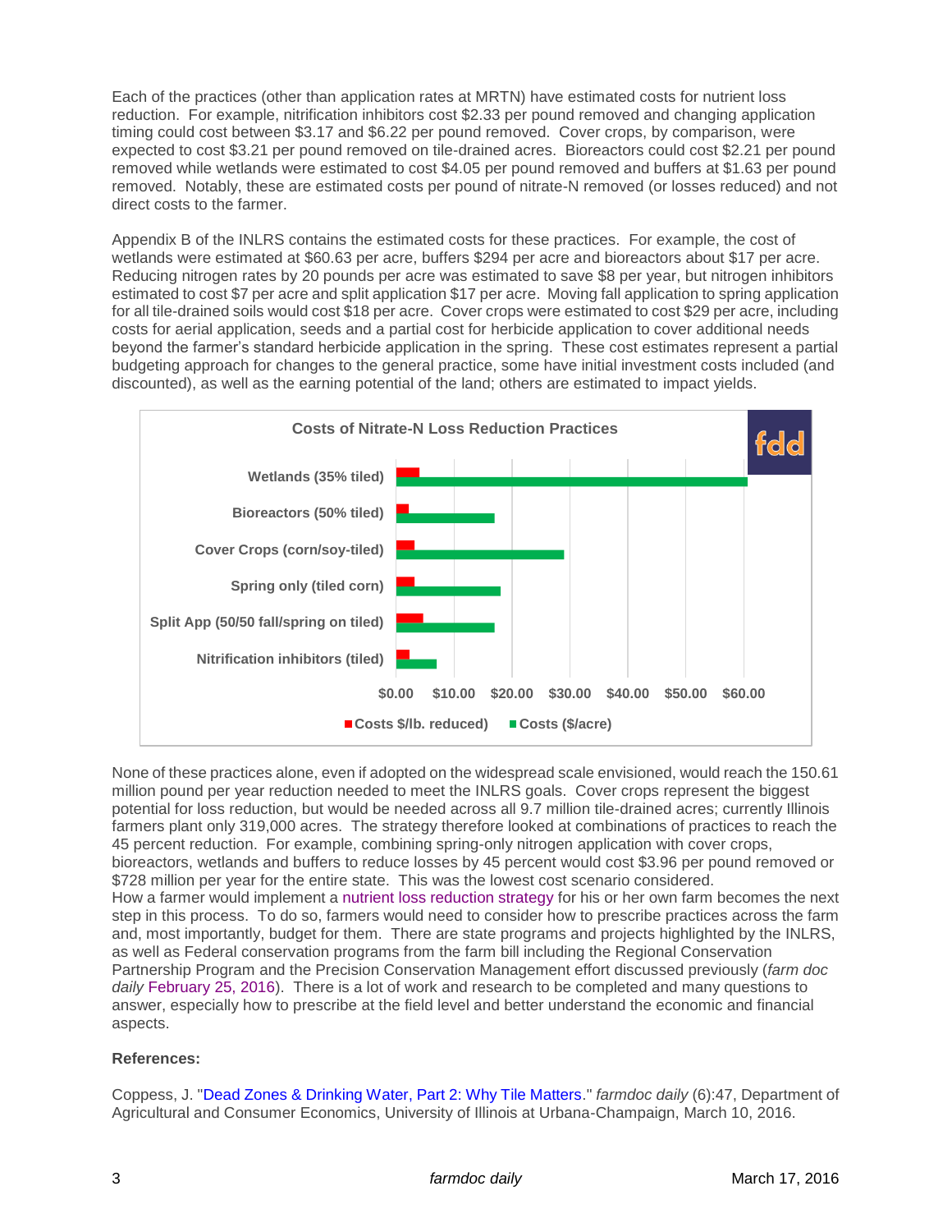Each of the practices (other than application rates at MRTN) have estimated costs for nutrient loss reduction. For example, nitrification inhibitors cost $2.33 per pound removed and changing application timing could cost between $3.17 and $6.22 per pound removed. Cover crops, by comparison, were expected to cost $3.21 per pound removed on tile-drained acres. Bioreactors could cost $2.21 per pound removed while wetlands were estimated to cost $4.05 per pound removed and buffers at $1.63 per pound removed. Notably, these are estimated costs per pound of nitrate-N removed (or losses reduced) and not direct costs to the farmer.

Appendix B of the INLRS contains the estimated costs for these practices. For example, the cost of wetlands were estimated at $60.63 per acre, buffers $294 per acre and bioreactors about $17 per acre. Reducing nitrogen rates by 20 pounds per acre was estimated to save $8 per year, but nitrogen inhibitors estimated to cost $7 per acre and split application $17 per acre. Moving fall application to spring application for all tile-drained soils would cost $18 per acre. Cover crops were estimated to cost $29 per acre, including costs for aerial application, seeds and a partial cost for herbicide application to cover additional needs beyond the farmer's standard herbicide application in the spring. These cost estimates represent a partial budgeting approach for changes to the general practice, some have initial investment costs included (and discounted), as well as the earning potential of the land; others are estimated to impact yields.

**Costs of Nitrate-N Loss Reduction Practices**

| Practice | Costs $/lb. reduced | Costs ($/acre) |
|---|---|---|
| Wetlands (35% tiled) | 4.05 | 60.63 |
| Bioreactors (50% tiled) | 2.21 | 17 |
| Cover Crops (corn/soy-tiled) | 3.21 | 29 |
| Spring only (tiled corn) | 3.17 | 18 |
| Split App (50/50 fall/spring on tiled) | 6.22 | 17 |
| Nitrification inhibitors (tiled) | 2.33 | 7 |

None of these practices alone, even if adopted on the widespread scale envisioned, would reach the 150.61 million pound per year reduction needed to meet the INLRS goals. Cover crops represent the biggest potential for loss reduction, but would be needed across all 9.7 million tile-drained acres; currently Illinois farmers plant only 319,000 acres. The strategy therefore looked at combinations of practices to reach the 45 percent reduction. For example, combining spring-only nitrogen application with cover crops, bioreactors, wetlands and buffers to reduce losses by 45 percent would cost $3.96 per pound removed or $728 million per year for the entire state. This was the lowest cost scenario considered.

How a farmer would implement a nutrient loss reduction strategy for his or her own farm becomes the next step in this process. To do so, farmers would need to consider how to prescribe practices across the farm and, most importantly, budget for them. There are state programs and projects highlighted by the INLRS, as well as Federal conservation programs from the farm bill including the Regional Conservation Partnership Program and the Precision Conservation Management effort discussed previously (*farm doc daily* February 25, 2016). There is a lot of work and research to be completed and many questions to answer, especially how to prescribe at the field level and better understand the economic and financial aspects.

**References:**

Coppess, J. "Dead Zones & Drinking Water, Part 2: Why Tile Matters." *farmdoc daily* (6):47, Department of Agricultural and Consumer Economics, University of Illinois at Urbana-Champaign, March 10, 2016.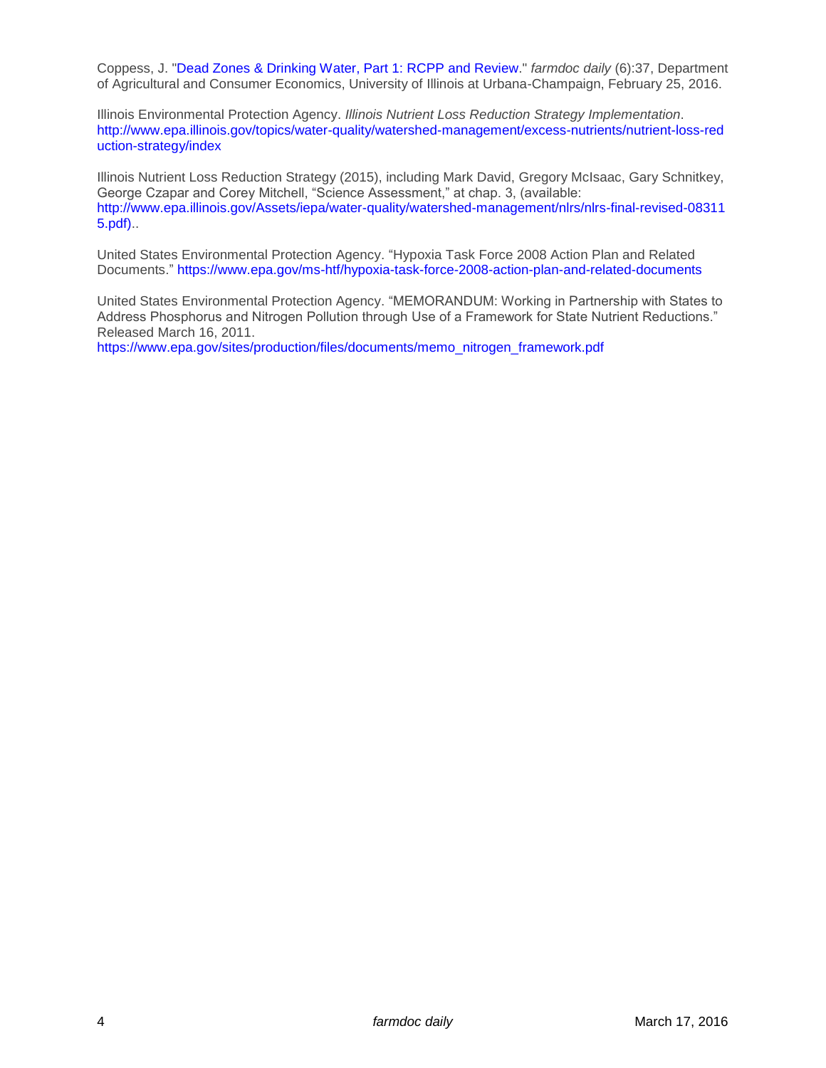Coppess, J. "[Dead Zones & Drinking Water, Part 1: RCPP and Review](#)." *farmdoc daily* (6):37, Department of Agricultural and Consumer Economics, University of Illinois at Urbana-Champaign, February 25, 2016.

Illinois Environmental Protection Agency. *Illinois Nutrient Loss Reduction Strategy Implementation*. http://www.epa.illinois.gov/topics/water-quality/watershed-management/excess-nutrients/nutrient-loss-reduction-strategy/index

Illinois Nutrient Loss Reduction Strategy (2015), including Mark David, Gregory McIsaac, Gary Schnitkey, George Czapar and Corey Mitchell, "Science Assessment," at chap. 3, (available: http://www.epa.illinois.gov/Assets/iepa/water-quality/watershed-management/nlrs/nlrs-final-revised-083115.pdf)..

United States Environmental Protection Agency. "Hypoxia Task Force 2008 Action Plan and Related Documents." https://www.epa.gov/ms-htf/hypoxia-task-force-2008-action-plan-and-related-documents

United States Environmental Protection Agency. "MEMORANDUM: Working in Partnership with States to Address Phosphorus and Nitrogen Pollution through Use of a Framework for State Nutrient Reductions." Released March 16, 2011. https://www.epa.gov/sites/production/files/documents/memo_nitrogen_framework.pdf